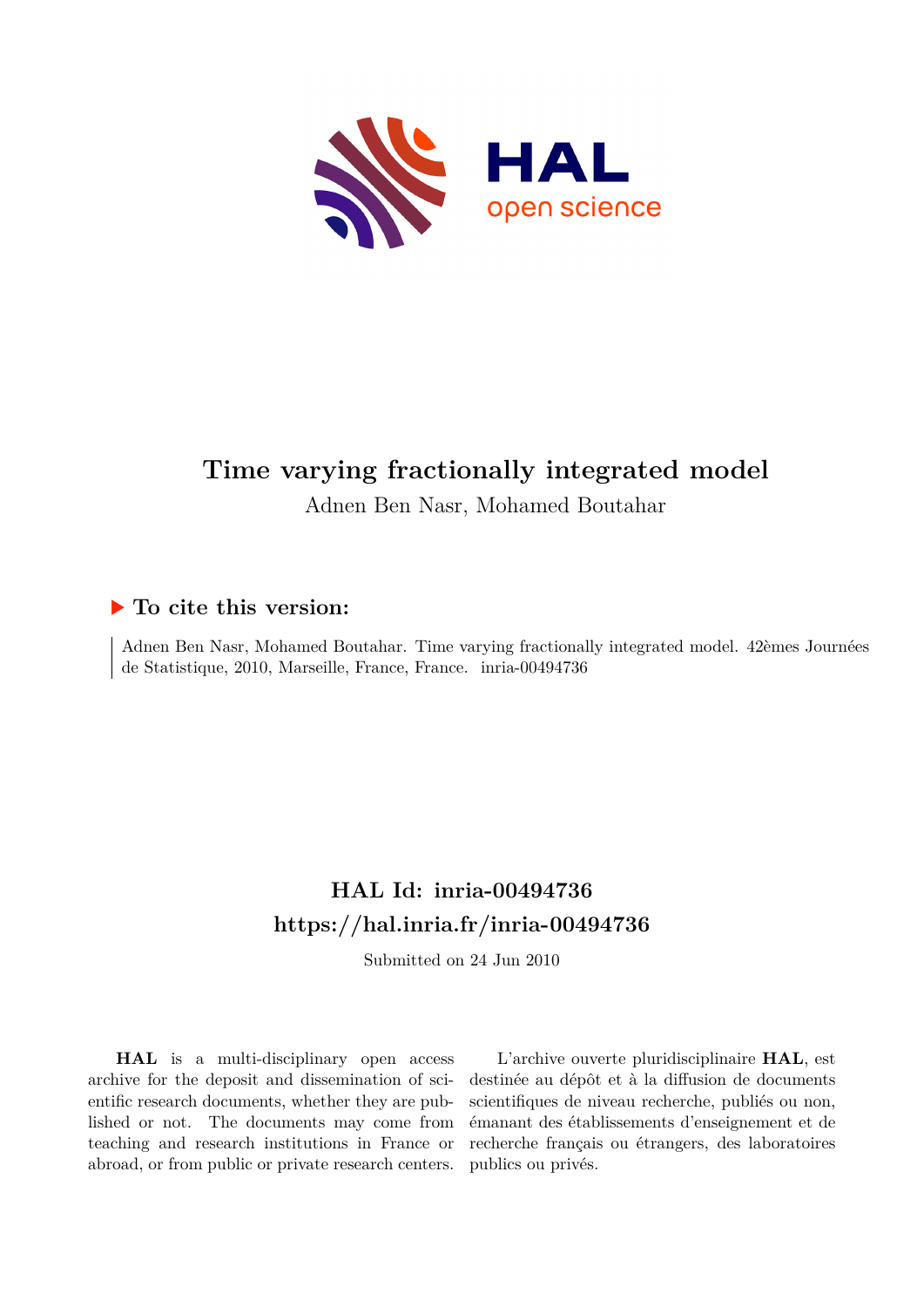# Time varying fractionally integrated model

Adnen Ben Nasr, Mohamed Boutahar

## ▶ To cite this version:

Adnen Ben Nasr, Mohamed Boutahar. Time varying fractionally integrated model. 42èmes Journées de Statistique, 2010, Marseille, France, France. inria-00494736

## HAL Id: inria-00494736
## https://hal.inria.fr/inria-00494736

Submitted on 24 Jun 2010

**HAL** is a multi-disciplinary open access archive for the deposit and dissemination of scientific research documents, whether they are published or not. The documents may come from teaching and research institutions in France or abroad, or from public or private research centers.

L'archive ouverte pluridisciplinaire **HAL**, est destinée au dépôt et à la diffusion de documents scientifiques de niveau recherche, publiés ou non, émanant des établissements d'enseignement et de recherche français ou étrangers, des laboratoires publics ou privés.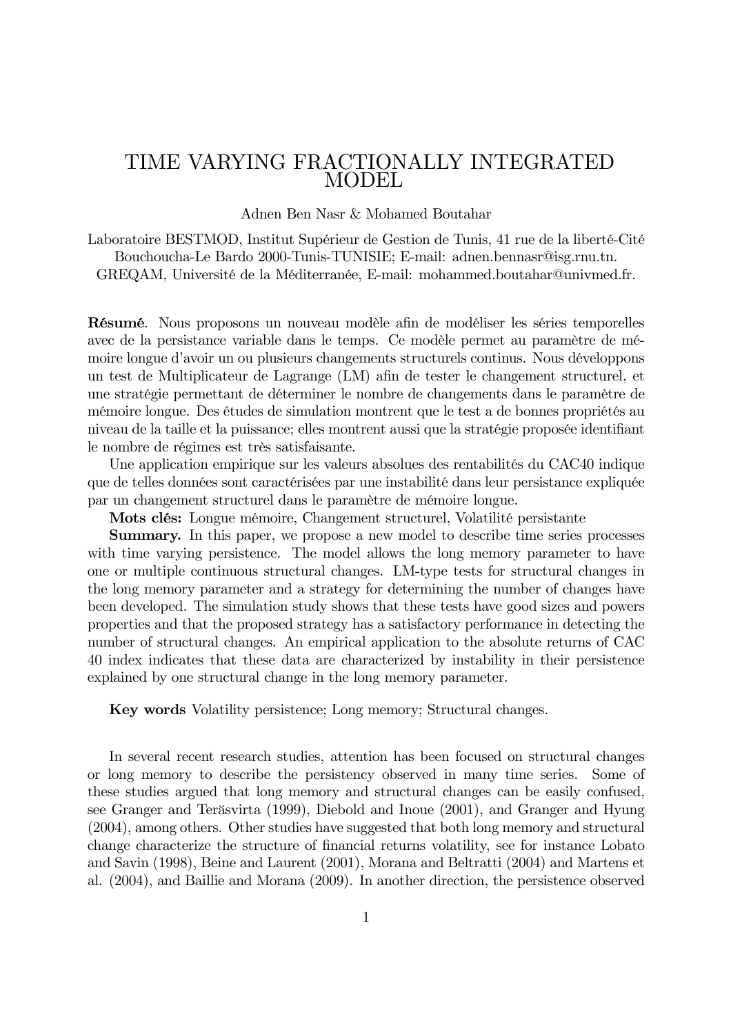# TIME VARYING FRACTIONALLY INTEGRATED MODEL

Adnen Ben Nasr & Mohamed Boutahar

Laboratoire BESTMOD, Institut Supérieur de Gestion de Tunis, 41 rue de la liberté-Cité Bouchoucha-Le Bardo 2000-Tunis-TUNISIE; E-mail: adnen.bennasr@isg.rnu.tn. GREQAM, Université de la Méditerranée, E-mail: mohammed.boutahar@univmed.fr.

**Résumé**. Nous proposons un nouveau modèle afin de modéliser les séries temporelles avec de la persistance variable dans le temps. Ce modèle permet au paramètre de mémoire longue d'avoir un ou plusieurs changements structurels continus. Nous développons un test de Multiplicateur de Lagrange (LM) afin de tester le changement structurel, et une stratégie permettant de déterminer le nombre de changements dans le paramètre de mémoire longue. Des études de simulation montrent que le test a de bonnes propriétés au niveau de la taille et la puissance; elles montrent aussi que la stratégie proposée identifiant le nombre de régimes est très satisfaisante.

Une application empirique sur les valeurs absolues des rentabilités du CAC40 indique que de telles données sont caractérisées par une instabilité dans leur persistance expliquée par un changement structurel dans le paramètre de mémoire longue.

**Mots clés:** Longue mémoire, Changement structurel, Volatilité persistante

**Summary.** In this paper, we propose a new model to describe time series processes with time varying persistence. The model allows the long memory parameter to have one or multiple continuous structural changes. LM-type tests for structural changes in the long memory parameter and a strategy for determining the number of changes have been developed. The simulation study shows that these tests have good sizes and powers properties and that the proposed strategy has a satisfactory performance in detecting the number of structural changes. An empirical application to the absolute returns of CAC 40 index indicates that these data are characterized by instability in their persistence explained by one structural change in the long memory parameter.

**Key words** Volatility persistence; Long memory; Structural changes.

In several recent research studies, attention has been focused on structural changes or long memory to describe the persistency observed in many time series. Some of these studies argued that long memory and structural changes can be easily confused, see Granger and Teräsvirta (1999), Diebold and Inoue (2001), and Granger and Hyung (2004), among others. Other studies have suggested that both long memory and structural change characterize the structure of financial returns volatility, see for instance Lobato and Savin (1998), Beine and Laurent (2001), Morana and Beltratti (2004) and Martens et al. (2004), and Baillie and Morana (2009). In another direction, the persistence observed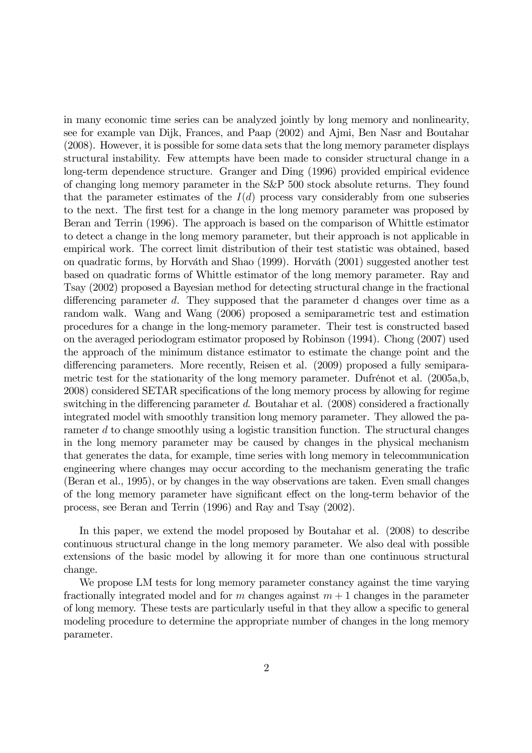in many economic time series can be analyzed jointly by long memory and nonlinearity, see for example van Dijk, Frances, and Paap (2002) and Ajmi, Ben Nasr and Boutahar (2008). However, it is possible for some data sets that the long memory parameter displays structural instability. Few attempts have been made to consider structural change in a long-term dependence structure. Granger and Ding (1996) provided empirical evidence of changing long memory parameter in the S&P 500 stock absolute returns. They found that the parameter estimates of the $I(d)$ process vary considerably from one subseries to the next. The first test for a change in the long memory parameter was proposed by Beran and Terrin (1996). The approach is based on the comparison of Whittle estimator to detect a change in the long memory parameter, but their approach is not applicable in empirical work. The correct limit distribution of their test statistic was obtained, based on quadratic forms, by Horváth and Shao (1999). Horváth (2001) suggested another test based on quadratic forms of Whittle estimator of the long memory parameter. Ray and Tsay (2002) proposed a Bayesian method for detecting structural change in the fractional differencing parameter $d$. They supposed that the parameter d changes over time as a random walk. Wang and Wang (2006) proposed a semiparametric test and estimation procedures for a change in the long-memory parameter. Their test is constructed based on the averaged periodogram estimator proposed by Robinson (1994). Chong (2007) used the approach of the minimum distance estimator to estimate the change point and the differencing parameters. More recently, Reisen et al. (2009) proposed a fully semiparametric test for the stationarity of the long memory parameter. Dufrénot et al. (2005a,b, 2008) considered SETAR specifications of the long memory process by allowing for regime switching in the differencing parameter $d$. Boutahar et al. (2008) considered a fractionally integrated model with smoothly transition long memory parameter. They allowed the parameter $d$ to change smoothly using a logistic transition function. The structural changes in the long memory parameter may be caused by changes in the physical mechanism that generates the data, for example, time series with long memory in telecommunication engineering where changes may occur according to the mechanism generating the trafic (Beran et al., 1995), or by changes in the way observations are taken. Even small changes of the long memory parameter have significant effect on the long-term behavior of the process, see Beran and Terrin (1996) and Ray and Tsay (2002).

In this paper, we extend the model proposed by Boutahar et al. (2008) to describe continuous structural change in the long memory parameter. We also deal with possible extensions of the basic model by allowing it for more than one continuous structural change.

We propose LM tests for long memory parameter constancy against the time varying fractionally integrated model and for $m$ changes against $m + 1$ changes in the parameter of long memory. These tests are particularly useful in that they allow a specific to general modeling procedure to determine the appropriate number of changes in the long memory parameter.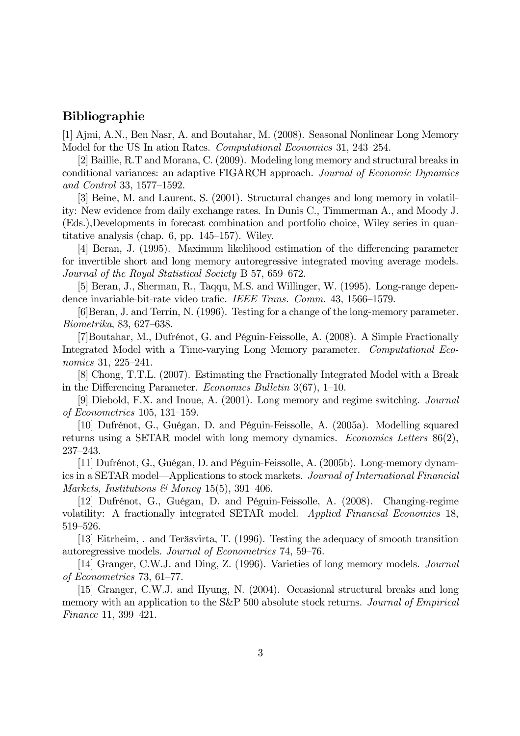## Bibliographie

[1] Ajmi, A.N., Ben Nasr, A. and Boutahar, M. (2008). Seasonal Nonlinear Long Memory Model for the US In ation Rates. *Computational Economics* 31, 243–254.

[2] Baillie, R.T and Morana, C. (2009). Modeling long memory and structural breaks in conditional variances: an adaptive FIGARCH approach. *Journal of Economic Dynamics and Control* 33, 1577–1592.

[3] Beine, M. and Laurent, S. (2001). Structural changes and long memory in volatility: New evidence from daily exchange rates. In Dunis C., Timmerman A., and Moody J. (Eds.),Developments in forecast combination and portfolio choice, Wiley series in quantitative analysis (chap. 6, pp. 145–157). Wiley.

[4] Beran, J. (1995). Maximum likelihood estimation of the differencing parameter for invertible short and long memory autoregressive integrated moving average models. *Journal of the Royal Statistical Society* B 57, 659–672.

[5] Beran, J., Sherman, R., Taqqu, M.S. and Willinger, W. (1995). Long-range dependence invariable-bit-rate video trafic. *IEEE Trans. Comm.* 43, 1566–1579.

[6]Beran, J. and Terrin, N. (1996). Testing for a change of the long-memory parameter. *Biometrika*, 83, 627–638.

[7]Boutahar, M., Dufrénot, G. and Péguin-Feissolle, A. (2008). A Simple Fractionally Integrated Model with a Time-varying Long Memory parameter. *Computational Economics* 31, 225–241.

[8] Chong, T.T.L. (2007). Estimating the Fractionally Integrated Model with a Break in the Differencing Parameter. *Economics Bulletin* 3(67), 1–10.

[9] Diebold, F.X. and Inoue, A. (2001). Long memory and regime switching. *Journal of Econometrics* 105, 131–159.

[10] Dufrénot, G., Guégan, D. and Péguin-Feissolle, A. (2005a). Modelling squared returns using a SETAR model with long memory dynamics. *Economics Letters* 86(2), 237–243.

[11] Dufrénot, G., Guégan, D. and Péguin-Feissolle, A. (2005b). Long-memory dynamics in a SETAR model—Applications to stock markets. *Journal of International Financial Markets, Institutions & Money* 15(5), 391–406.

[12] Dufrénot, G., Guégan, D. and Péguin-Feissolle, A. (2008). Changing-regime volatility: A fractionally integrated SETAR model. *Applied Financial Economics* 18, 519–526.

[13] Eitrheim, . and Teräsvirta, T. (1996). Testing the adequacy of smooth transition autoregressive models. *Journal of Econometrics* 74, 59–76.

[14] Granger, C.W.J. and Ding, Z. (1996). Varieties of long memory models. *Journal of Econometrics* 73, 61–77.

[15] Granger, C.W.J. and Hyung, N. (2004). Occasional structural breaks and long memory with an application to the S&P 500 absolute stock returns. *Journal of Empirical Finance* 11, 399–421.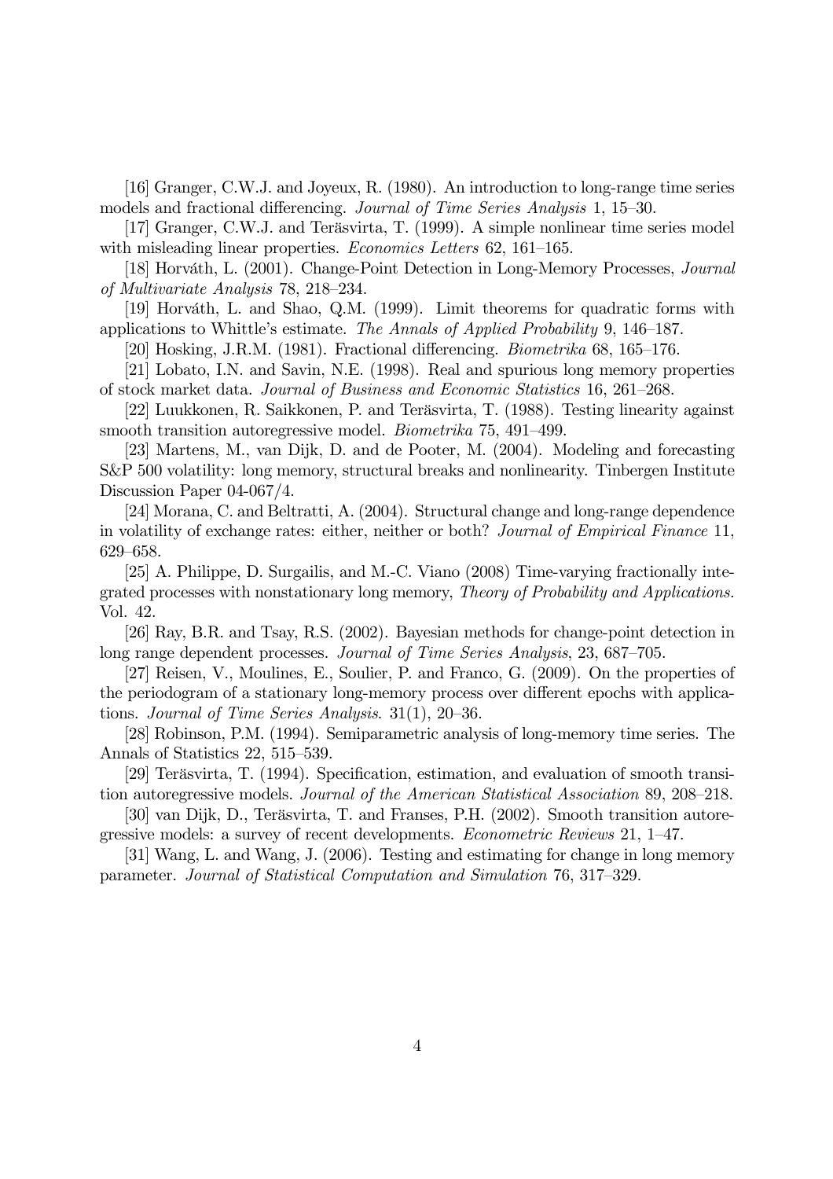[16] Granger, C.W.J. and Joyeux, R. (1980). An introduction to long-range time series models and fractional differencing. *Journal of Time Series Analysis* 1, 15–30.

[17] Granger, C.W.J. and Teräsvirta, T. (1999). A simple nonlinear time series model with misleading linear properties. *Economics Letters* 62, 161–165.

[18] Horváth, L. (2001). Change-Point Detection in Long-Memory Processes, *Journal of Multivariate Analysis* 78, 218–234.

[19] Horváth, L. and Shao, Q.M. (1999). Limit theorems for quadratic forms with applications to Whittle's estimate. *The Annals of Applied Probability* 9, 146–187.

[20] Hosking, J.R.M. (1981). Fractional differencing. *Biometrika* 68, 165–176.

[21] Lobato, I.N. and Savin, N.E. (1998). Real and spurious long memory properties of stock market data. *Journal of Business and Economic Statistics* 16, 261–268.

[22] Luukkonen, R. Saikkonen, P. and Teräsvirta, T. (1988). Testing linearity against smooth transition autoregressive model. *Biometrika* 75, 491–499.

[23] Martens, M., van Dijk, D. and de Pooter, M. (2004). Modeling and forecasting S&P 500 volatility: long memory, structural breaks and nonlinearity. Tinbergen Institute Discussion Paper 04-067/4.

[24] Morana, C. and Beltratti, A. (2004). Structural change and long-range dependence in volatility of exchange rates: either, neither or both? *Journal of Empirical Finance* 11, 629–658.

[25] A. Philippe, D. Surgailis, and M.-C. Viano (2008) Time-varying fractionally integrated processes with nonstationary long memory, *Theory of Probability and Applications.* Vol. 42.

[26] Ray, B.R. and Tsay, R.S. (2002). Bayesian methods for change-point detection in long range dependent processes. *Journal of Time Series Analysis*, 23, 687–705.

[27] Reisen, V., Moulines, E., Soulier, P. and Franco, G. (2009). On the properties of the periodogram of a stationary long-memory process over different epochs with applications. *Journal of Time Series Analysis*. 31(1), 20–36.

[28] Robinson, P.M. (1994). Semiparametric analysis of long-memory time series. The Annals of Statistics 22, 515–539.

[29] Teräsvirta, T. (1994). Specification, estimation, and evaluation of smooth transition autoregressive models. *Journal of the American Statistical Association* 89, 208–218.

[30] van Dijk, D., Teräsvirta, T. and Franses, P.H. (2002). Smooth transition autoregressive models: a survey of recent developments. *Econometric Reviews* 21, 1–47.

[31] Wang, L. and Wang, J. (2006). Testing and estimating for change in long memory parameter. *Journal of Statistical Computation and Simulation* 76, 317–329.